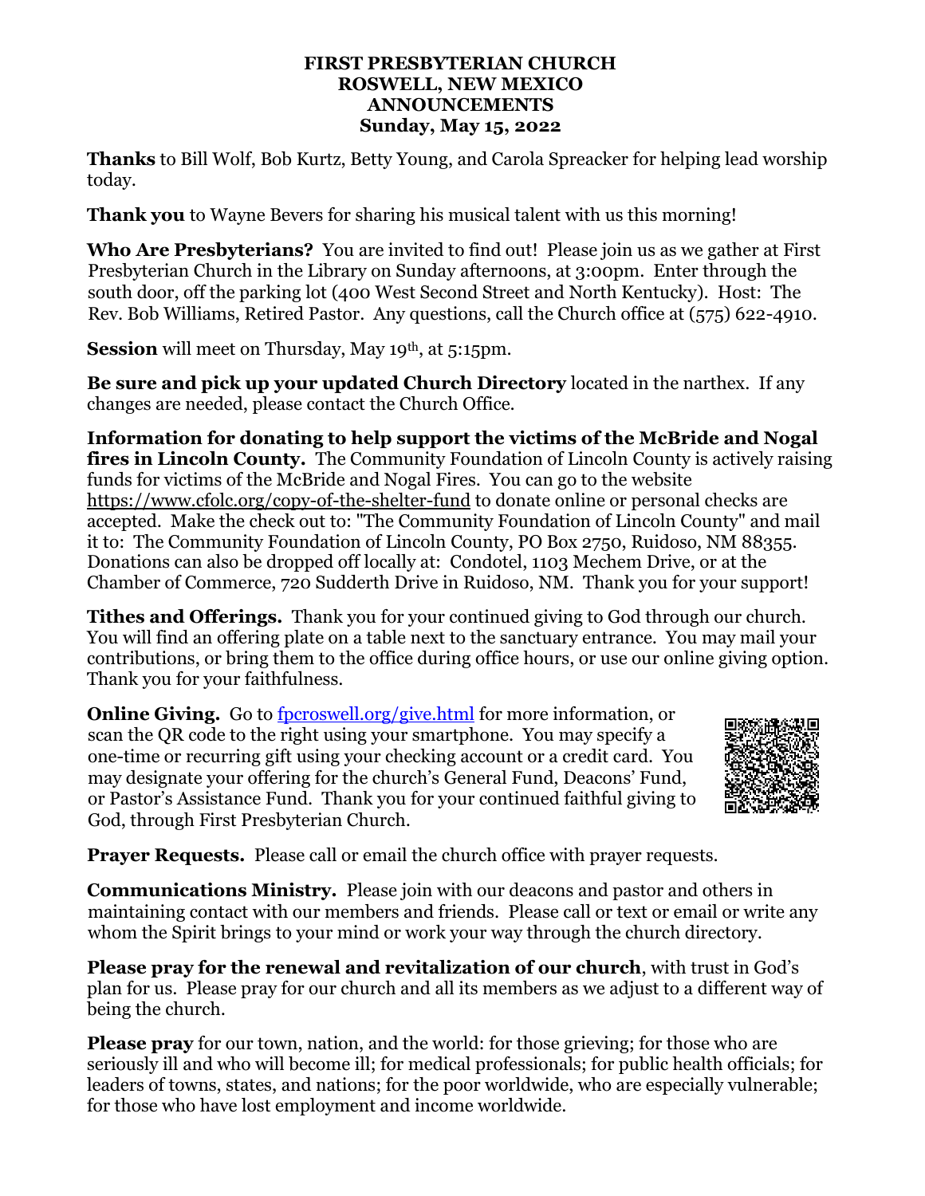**FIRST PRESBYTERIAN CHURCH**
**ROSWELL, NEW MEXICO**
**ANNOUNCEMENTS**
**Sunday, May 15, 2022**

**Thanks** to Bill Wolf, Bob Kurtz, Betty Young, and Carola Spreacker for helping lead worship today.

**Thank you** to Wayne Bevers for sharing his musical talent with us this morning!

**Who Are Presbyterians?** You are invited to find out! Please join us as we gather at First Presbyterian Church in the Library on Sunday afternoons, at 3:00pm. Enter through the south door, off the parking lot (400 West Second Street and North Kentucky). Host: The Rev. Bob Williams, Retired Pastor. Any questions, call the Church office at (575) 622-4910.

**Session** will meet on Thursday, May 19th, at 5:15pm.

**Be sure and pick up your updated Church Directory** located in the narthex. If any changes are needed, please contact the Church Office.

**Information for donating to help support the victims of the McBride and Nogal fires in Lincoln County.** The Community Foundation of Lincoln County is actively raising funds for victims of the McBride and Nogal Fires. You can go to the website https://www.cfolc.org/copy-of-the-shelter-fund to donate online or personal checks are accepted. Make the check out to: "The Community Foundation of Lincoln County" and mail it to: The Community Foundation of Lincoln County, PO Box 2750, Ruidoso, NM 88355. Donations can also be dropped off locally at: Condotel, 1103 Mechem Drive, or at the Chamber of Commerce, 720 Sudderth Drive in Ruidoso, NM. Thank you for your support!

**Tithes and Offerings.** Thank you for your continued giving to God through our church. You will find an offering plate on a table next to the sanctuary entrance. You may mail your contributions, or bring them to the office during office hours, or use our online giving option. Thank you for your faithfulness.

**Online Giving.** Go to fpcroswell.org/give.html for more information, or scan the QR code to the right using your smartphone. You may specify a one-time or recurring gift using your checking account or a credit card. You may designate your offering for the church's General Fund, Deacons' Fund, or Pastor's Assistance Fund. Thank you for your continued faithful giving to God, through First Presbyterian Church.

**Prayer Requests.** Please call or email the church office with prayer requests.

**Communications Ministry.** Please join with our deacons and pastor and others in maintaining contact with our members and friends. Please call or text or email or write any whom the Spirit brings to your mind or work your way through the church directory.

**Please pray for the renewal and revitalization of our church**, with trust in God's plan for us. Please pray for our church and all its members as we adjust to a different way of being the church.

**Please pray** for our town, nation, and the world: for those grieving; for those who are seriously ill and who will become ill; for medical professionals; for public health officials; for leaders of towns, states, and nations; for the poor worldwide, who are especially vulnerable; for those who have lost employment and income worldwide.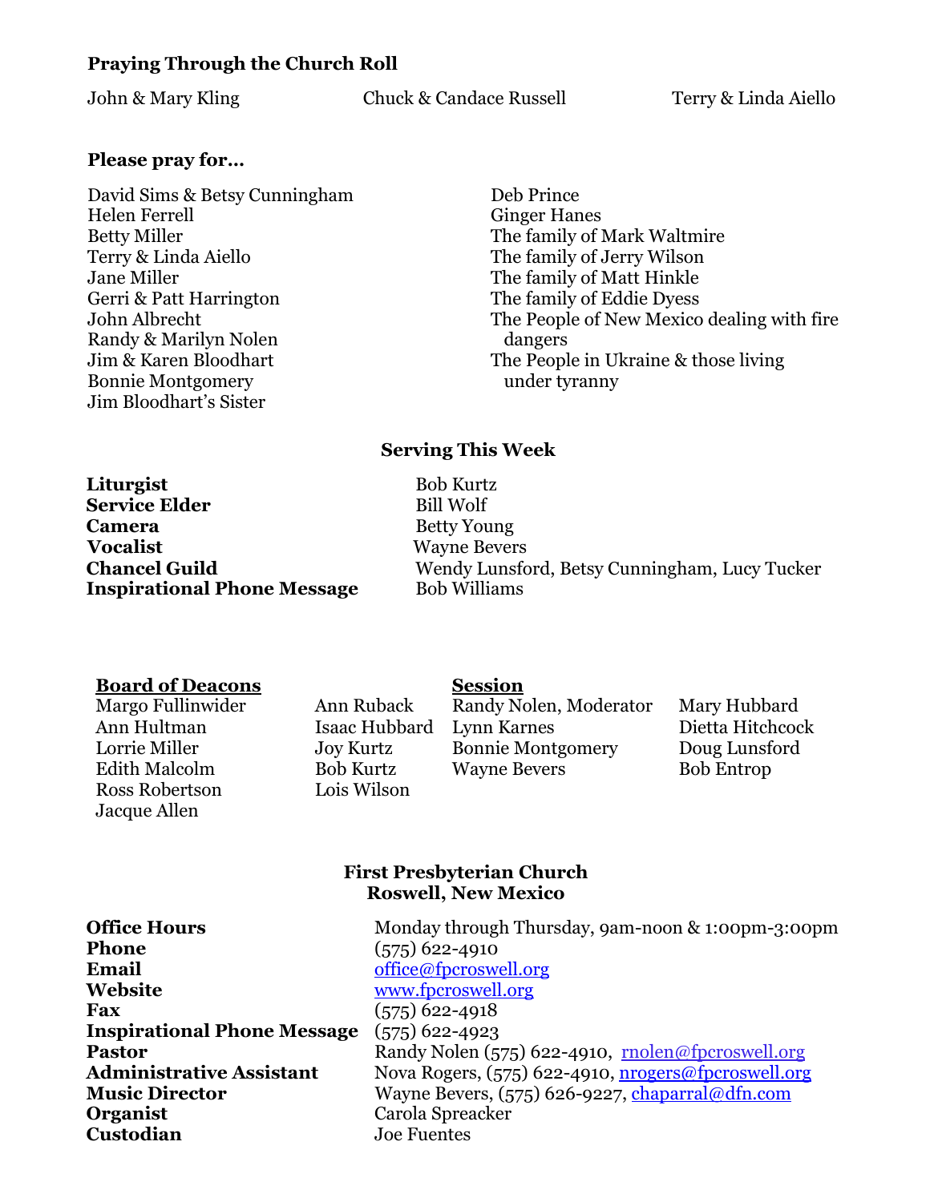**Praying Through the Church Roll**

John & Mary Kling

Chuck & Candace Russell

Terry & Linda Aiello

**Please pray for…**

David Sims & Betsy Cunningham
Helen Ferrell
Betty Miller
Terry & Linda Aiello
Jane Miller
Gerri & Patt Harrington
John Albrecht
Randy & Marilyn Nolen
Jim & Karen Bloodhart
Bonnie Montgomery
Jim Bloodhart's Sister
Deb Prince
Ginger Hanes
The family of Mark Waltmire
The family of Jerry Wilson
The family of Matt Hinkle
The family of Eddie Dyess
The People of New Mexico dealing with fire dangers
The People in Ukraine & those living under tyranny

**Serving This Week**

| | |
|---|---|
| **Liturgist** | Bob Kurtz |
| **Service Elder** | Bill Wolf |
| **Camera** | Betty Young |
| **Vocalist** | Wayne Bevers |
| **Chancel Guild** | Wendy Lunsford, Betsy Cunningham, Lucy Tucker |
| **Inspirational Phone Message** | Bob Williams |

**Board of Deacons**

Margo Fullinwider
Ann Hultman
Lorrie Miller
Edith Malcolm
Ross Robertson
Jacque Allen
Ann Ruback
Isaac Hubbard
Joy Kurtz
Bob Kurtz
Lois Wilson

**Session**

Randy Nolen, Moderator
Lynn Karnes
Bonnie Montgomery
Wayne Bevers
Mary Hubbard
Dietta Hitchcock
Doug Lunsford
Bob Entrop

**First Presbyterian Church**
**Roswell, New Mexico**

| | |
|---|---|
| **Office Hours** | Monday through Thursday, 9am-noon & 1:00pm-3:00pm |
| **Phone** | (575) 622-4910 |
| **Email** | office@fpcroswell.org |
| **Website** | www.fpcroswell.org |
| **Fax** | (575) 622-4918 |
| **Inspirational Phone Message** | (575) 622-4923 |
| **Pastor** | Randy Nolen (575) 622-4910, rnolen@fpcroswell.org |
| **Administrative Assistant** | Nova Rogers, (575) 622-4910, nrogers@fpcroswell.org |
| **Music Director** | Wayne Bevers, (575) 626-9227, chaparral@dfn.com |
| **Organist** | Carola Spreacker |
| **Custodian** | Joe Fuentes |